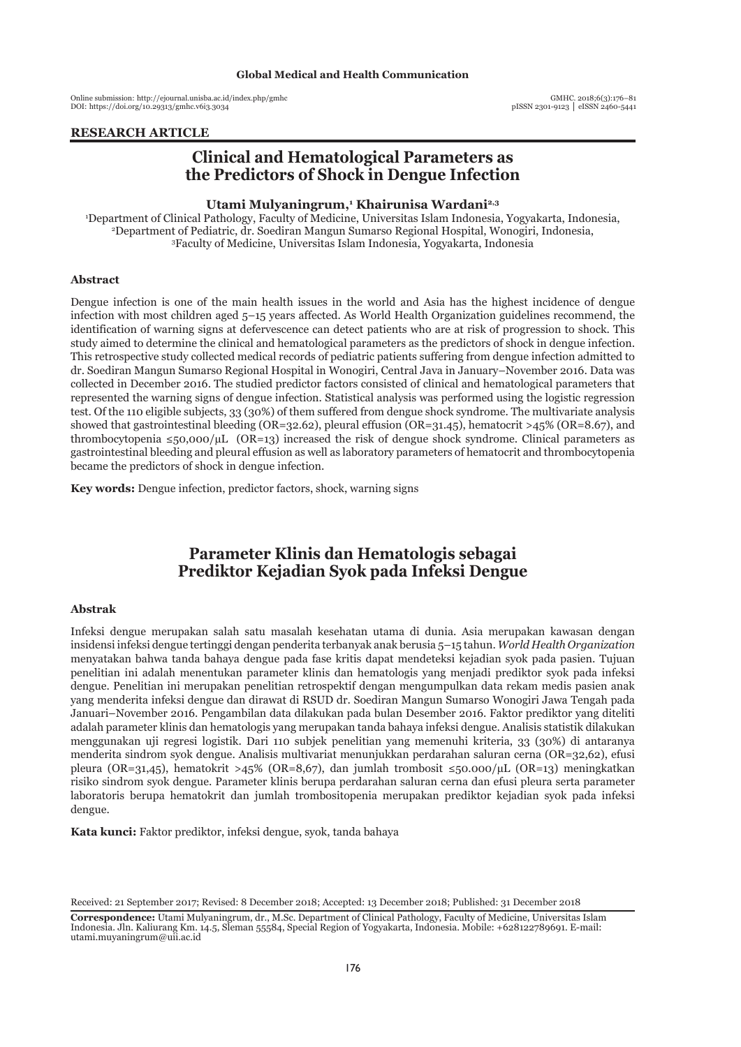**RESEARCH ARTICLE**

# Clinical and Hematological Parameters as the Predictors of Shock in Dengue Infection

**Utami Mulyaningrum,[1] Khairunisa Wardani[2,3]**

[1]Department of Clinical Pathology, Faculty of Medicine, Universitas Islam Indonesia, Yogyakarta, Indonesia,
[2]Department of Pediatric, dr. Soediran Mangun Sumarso Regional Hospital, Wonogiri, Indonesia,
[3]Faculty of Medicine, Universitas Islam Indonesia, Yogyakarta, Indonesia

### Abstract

Dengue infection is one of the main health issues in the world and Asia has the highest incidence of dengue infection with most children aged 5–15 years affected. As World Health Organization guidelines recommend, the identification of warning signs at defervescence can detect patients who are at risk of progression to shock. This study aimed to determine the clinical and hematological parameters as the predictors of shock in dengue infection. This retrospective study collected medical records of pediatric patients suffering from dengue infection admitted to dr. Soediran Mangun Sumarso Regional Hospital in Wonogiri, Central Java in January–November 2016. Data was collected in December 2016. The studied predictor factors consisted of clinical and hematological parameters that represented the warning signs of dengue infection. Statistical analysis was performed using the logistic regression test. Of the 110 eligible subjects, 33 (30%) of them suffered from dengue shock syndrome. The multivariate analysis showed that gastrointestinal bleeding (OR=32.62), pleural effusion (OR=31.45), hematocrit >45% (OR=8.67), and thrombocytopenia ≤50,000/µL (OR=13) increased the risk of dengue shock syndrome. Clinical parameters as gastrointestinal bleeding and pleural effusion as well as laboratory parameters of hematocrit and thrombocytopenia became the predictors of shock in dengue infection.

**Key words:** Dengue infection, predictor factors, shock, warning signs

# Parameter Klinis dan Hematologis sebagai Prediktor Kejadian Syok pada Infeksi Dengue

### Abstrak

Infeksi dengue merupakan salah satu masalah kesehatan utama di dunia. Asia merupakan kawasan dengan insidensi infeksi dengue tertinggi dengan penderita terbanyak anak berusia 5–15 tahun. *World Health Organization* menyatakan bahwa tanda bahaya dengue pada fase kritis dapat mendeteksi kejadian syok pada pasien. Tujuan penelitian ini adalah menentukan parameter klinis dan hematologis yang menjadi prediktor syok pada infeksi dengue. Penelitian ini merupakan penelitian retrospektif dengan mengumpulkan data rekam medis pasien anak yang menderita infeksi dengue dan dirawat di RSUD dr. Soediran Mangun Sumarso Wonogiri Jawa Tengah pada Januari–November 2016. Pengambilan data dilakukan pada bulan Desember 2016. Faktor prediktor yang diteliti adalah parameter klinis dan hematologis yang merupakan tanda bahaya infeksi dengue. Analisis statistik dilakukan menggunakan uji regresi logistik. Dari 110 subjek penelitian yang memenuhi kriteria, 33 (30%) di antaranya menderita sindrom syok dengue. Analisis multivariat menunjukkan perdarahan saluran cerna (OR=32,62), efusi pleura (OR=31,45), hematokrit >45% (OR=8,67), dan jumlah trombosit ≤50.000/µL (OR=13) meningkatkan risiko sindrom syok dengue. Parameter klinis berupa perdarahan saluran cerna dan efusi pleura serta parameter laboratoris berupa hematokrit dan jumlah trombositopenia merupakan prediktor kejadian syok pada infeksi dengue.

**Kata kunci:** Faktor prediktor, infeksi dengue, syok, tanda bahaya

Received: 21 September 2017; Revised: 8 December 2018; Accepted: 13 December 2018; Published: 31 December 2018

**Correspondence:** Utami Mulyaningrum, dr., M.Sc. Department of Clinical Pathology, Faculty of Medicine, Universitas Islam Indonesia. Jln. Kaliurang Km. 14.5, Sleman 55584, Special Region of Yogyakarta, Indonesia. Mobile: +628122789691. E-mail: utami.muyaningrum@uii.ac.id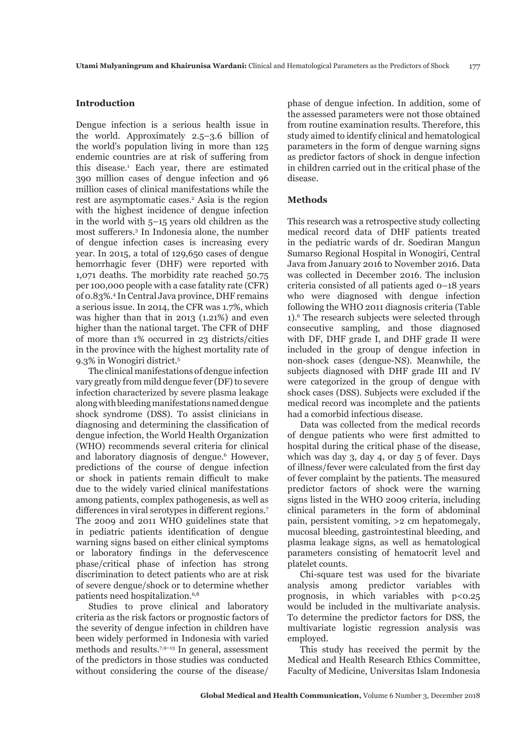## Introduction

Dengue infection is a serious health issue in the world. Approximately 2.5–3.6 billion of the world's population living in more than 125 endemic countries are at risk of suffering from this disease.[1] Each year, there are estimated 390 million cases of dengue infection and 96 million cases of clinical manifestations while the rest are asymptomatic cases.[2] Asia is the region with the highest incidence of dengue infection in the world with 5–15 years old children as the most sufferers.[3] In Indonesia alone, the number of dengue infection cases is increasing every year. In 2015, a total of 129,650 cases of dengue hemorrhagic fever (DHF) were reported with 1,071 deaths. The morbidity rate reached 50.75 per 100,000 people with a case fatality rate (CFR) of 0.83%.[4] In Central Java province, DHF remains a serious issue. In 2014, the CFR was 1.7%, which was higher than that in 2013 (1.21%) and even higher than the national target. The CFR of DHF of more than 1% occurred in 23 districts/cities in the province with the highest mortality rate of 9.3% in Wonogiri district.[5]

The clinical manifestations of dengue infection vary greatly from mild dengue fever (DF) to severe infection characterized by severe plasma leakage along with bleeding manifestations named dengue shock syndrome (DSS). To assist clinicians in diagnosing and determining the classification of dengue infection, the World Health Organization (WHO) recommends several criteria for clinical and laboratory diagnosis of dengue.[6] However, predictions of the course of dengue infection or shock in patients remain difficult to make due to the widely varied clinical manifestations among patients, complex pathogenesis, as well as differences in viral serotypes in different regions.[7] The 2009 and 2011 WHO guidelines state that in pediatric patients identification of dengue warning signs based on either clinical symptoms or laboratory findings in the defervescence phase/critical phase of infection has strong discrimination to detect patients who are at risk of severe dengue/shock or to determine whether patients need hospitalization.[6,8]

Studies to prove clinical and laboratory criteria as the risk factors or prognostic factors of the severity of dengue infection in children have been widely performed in Indonesia with varied methods and results.[7,9–13] In general, assessment of the predictors in those studies was conducted without considering the course of the disease/phase of dengue infection. In addition, some of the assessed parameters were not those obtained from routine examination results. Therefore, this study aimed to identify clinical and hematological parameters in the form of dengue warning signs as predictor factors of shock in dengue infection in children carried out in the critical phase of the disease.

## Methods

This research was a retrospective study collecting medical record data of DHF patients treated in the pediatric wards of dr. Soediran Mangun Sumarso Regional Hospital in Wonogiri, Central Java from January 2016 to November 2016. Data was collected in December 2016. The inclusion criteria consisted of all patients aged 0–18 years who were diagnosed with dengue infection following the WHO 2011 diagnosis criteria (Table 1).[6] The research subjects were selected through consecutive sampling, and those diagnosed with DF, DHF grade I, and DHF grade II were included in the group of dengue infection in non-shock cases (dengue-NS). Meanwhile, the subjects diagnosed with DHF grade III and IV were categorized in the group of dengue with shock cases (DSS). Subjects were excluded if the medical record was incomplete and the patients had a comorbid infectious disease.

Data was collected from the medical records of dengue patients who were first admitted to hospital during the critical phase of the disease, which was day 3, day 4, or day 5 of fever. Days of illness/fever were calculated from the first day of fever complaint by the patients. The measured predictor factors of shock were the warning signs listed in the WHO 2009 criteria, including clinical parameters in the form of abdominal pain, persistent vomiting, >2 cm hepatomegaly, mucosal bleeding, gastrointestinal bleeding, and plasma leakage signs, as well as hematological parameters consisting of hematocrit level and platelet counts.

Chi-square test was used for the bivariate analysis among predictor variables with prognosis, in which variables with $p<0.25$ would be included in the multivariate analysis. To determine the predictor factors for DSS, the multivariate logistic regression analysis was employed.

This study has received the permit by the Medical and Health Research Ethics Committee, Faculty of Medicine, Universitas Islam Indonesia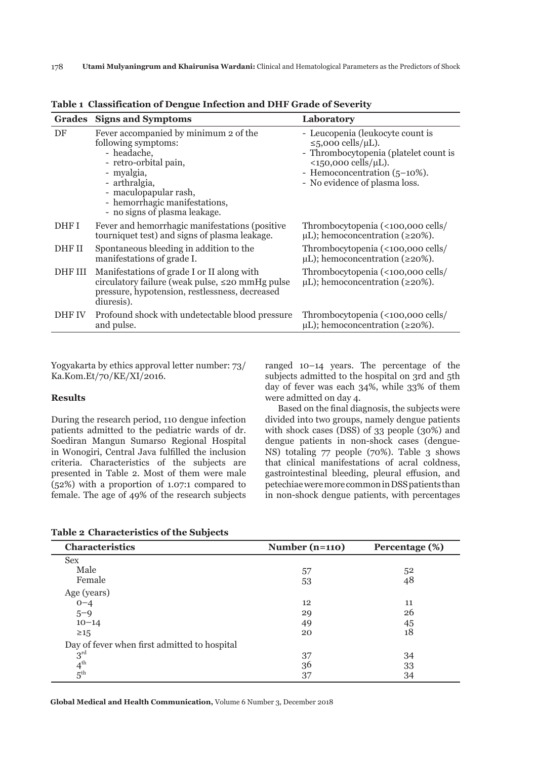**Table 1 Classification of Dengue Infection and DHF Grade of Severity**

| Grades | Signs and Symptoms | Laboratory |
|---|---|---|
| DF | Fever accompanied by minimum 2 of the following symptoms: - headache, - retro-orbital pain, - myalgia, - arthralgia, - maculopapular rash, - hemorrhagic manifestations, - no signs of plasma leakage. | - Leucopenia (leukocyte count is ≤5,000 cells/μL). - Thrombocytopenia (platelet count is <150,000 cells/μL). - Hemoconcentration (5–10%). - No evidence of plasma loss. |
| DHF I | Fever and hemorrhagic manifestations (positive tourniquet test) and signs of plasma leakage. | Thrombocytopenia (<100,000 cells/μL); hemoconcentration (≥20%). |
| DHF II | Spontaneous bleeding in addition to the manifestations of grade I. | Thrombocytopenia (<100,000 cells/μL); hemoconcentration (≥20%). |
| DHF III | Manifestations of grade I or II along with circulatory failure (weak pulse, ≤20 mmHg pulse pressure, hypotension, restlessness, decreased diuresis). | Thrombocytopenia (<100,000 cells/μL); hemoconcentration (≥20%). |
| DHF IV | Profound shock with undetectable blood pressure and pulse. | Thrombocytopenia (<100,000 cells/μL); hemoconcentration (≥20%). |

Yogyakarta by ethics approval letter number: 73/Ka.Kom.Et/70/KE/XI/2016.

## Results

During the research period, 110 dengue infection patients admitted to the pediatric wards of dr. Soediran Mangun Sumarso Regional Hospital in Wonogiri, Central Java fulfilled the inclusion criteria. Characteristics of the subjects are presented in Table 2. Most of them were male (52%) with a proportion of 1.07:1 compared to female. The age of 49% of the research subjects ranged 10–14 years. The percentage of the subjects admitted to the hospital on 3rd and 5th day of fever was each 34%, while 33% of them were admitted on day 4.

Based on the final diagnosis, the subjects were divided into two groups, namely dengue patients with shock cases (DSS) of 33 people (30%) and dengue patients in non-shock cases (dengue-NS) totaling 77 people (70%). Table 3 shows that clinical manifestations of acral coldness, gastrointestinal bleeding, pleural effusion, and petechiae were more common in DSS patients than in non-shock dengue patients, with percentages

**Table 2 Characteristics of the Subjects**

| Characteristics | Number (n=110) | Percentage (%) |
|---|---|---|
| Sex | | |
| Male | 57 | 52 |
| Female | 53 | 48 |
| Age (years) | | |
| 0–4 | 12 | 11 |
| 5–9 | 29 | 26 |
| 10–14 | 49 | 45 |
| ≥15 | 20 | 18 |
| Day of fever when first admitted to hospital | | |
| 3rd | 37 | 34 |
| 4th | 36 | 33 |
| 5th | 37 | 34 |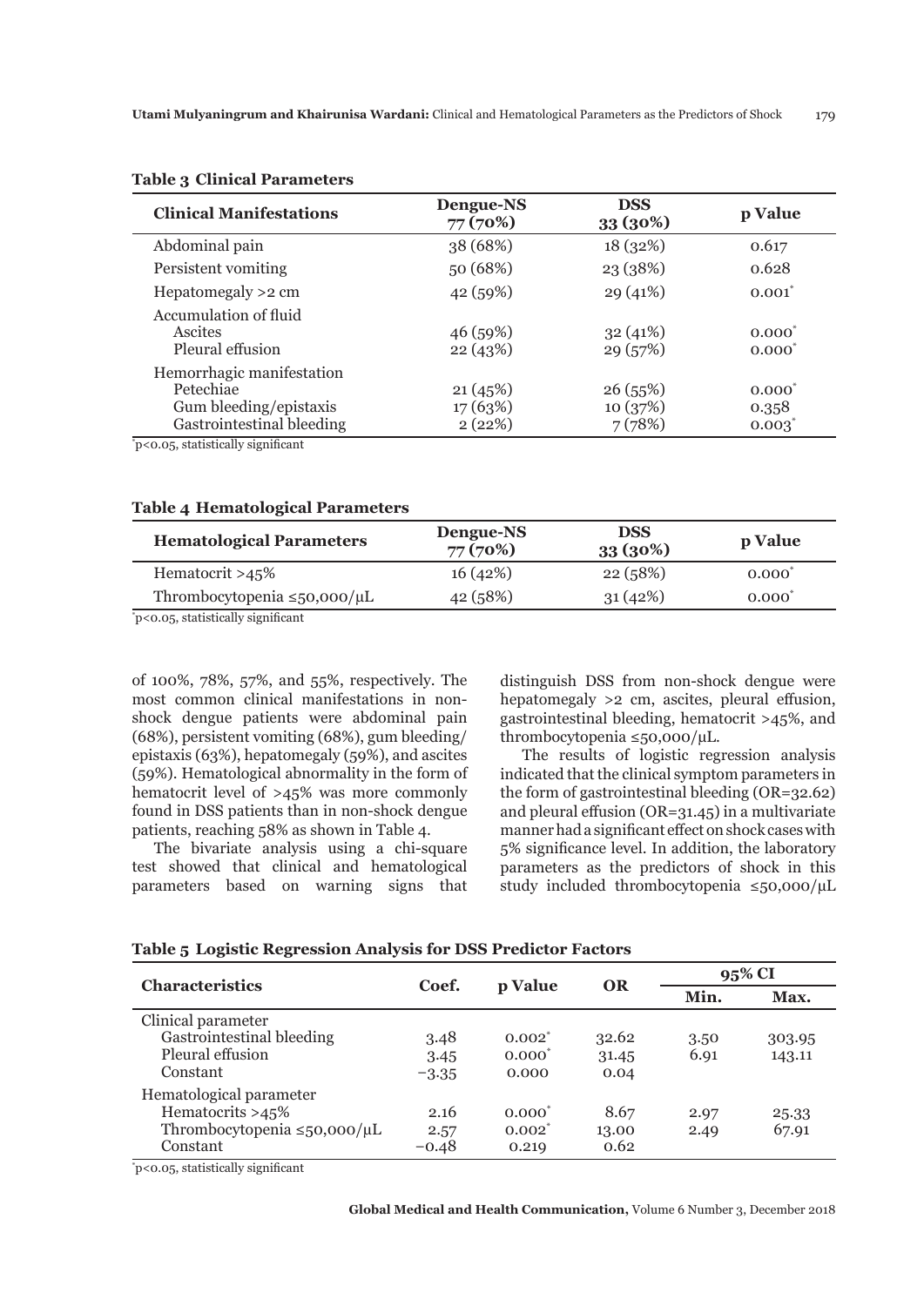**Table 3 Clinical Parameters**

| Clinical Manifestations | Dengue-NS 77 (70%) | DSS 33 (30%) | p Value |
|---|---|---|---|
| Abdominal pain | 38 (68%) | 18 (32%) | 0.617 |
| Persistent vomiting | 50 (68%) | 23 (38%) | 0.628 |
| Hepatomegaly >2 cm | 42 (59%) | 29 (41%) | 0.001* |
| Accumulation of fluid | | | |
| Ascites | 46 (59%) | 32 (41%) | 0.000* |
| Pleural effusion | 22 (43%) | 29 (57%) | 0.000* |
| Hemorrhagic manifestation | | | |
| Petechiae | 21 (45%) | 26 (55%) | 0.000* |
| Gum bleeding/epistaxis | 17 (63%) | 10 (37%) | 0.358 |
| Gastrointestinal bleeding | 2 (22%) | 7 (78%) | 0.003* |

*p<0.05, statistically significant

**Table 4 Hematological Parameters**

| Hematological Parameters | Dengue-NS 77 (70%) | DSS 33 (30%) | p Value |
|---|---|---|---|
| Hematocrit >45% | 16 (42%) | 22 (58%) | 0.000* |
| Thrombocytopenia ≤50,000/μL | 42 (58%) | 31 (42%) | 0.000* |

*p<0.05, statistically significant

of 100%, 78%, 57%, and 55%, respectively. The most common clinical manifestations in non-shock dengue patients were abdominal pain (68%), persistent vomiting (68%), gum bleeding/epistaxis (63%), hepatomegaly (59%), and ascites (59%). Hematological abnormality in the form of hematocrit level of >45% was more commonly found in DSS patients than in non-shock dengue patients, reaching 58% as shown in Table 4.

The bivariate analysis using a chi-square test showed that clinical and hematological parameters based on warning signs that distinguish DSS from non-shock dengue were hepatomegaly >2 cm, ascites, pleural effusion, gastrointestinal bleeding, hematocrit >45%, and thrombocytopenia ≤50,000/μL.

The results of logistic regression analysis indicated that the clinical symptom parameters in the form of gastrointestinal bleeding (OR=32.62) and pleural effusion (OR=31.45) in a multivariate manner had a significant effect on shock cases with 5% significance level. In addition, the laboratory parameters as the predictors of shock in this study included thrombocytopenia ≤50,000/μL

**Table 5 Logistic Regression Analysis for DSS Predictor Factors**

| Characteristics | Coef. | p Value | OR | 95% CI | |
|---|---|---|---|---|---|
| | | | | Min. | Max. |
| Clinical parameter | | | | | |
| Gastrointestinal bleeding | 3.48 | 0.002* | 32.62 | 3.50 | 303.95 |
| Pleural effusion | 3.45 | 0.000* | 31.45 | 6.91 | 143.11 |
| Constant | −3.35 | 0.000 | 0.04 | | |
| Hematological parameter | | | | | |
| Hematocrits >45% | 2.16 | 0.000* | 8.67 | 2.97 | 25.33 |
| Thrombocytopenia ≤50,000/μL | 2.57 | 0.002* | 13.00 | 2.49 | 67.91 |
| Constant | −0.48 | 0.219 | 0.62 | | |

*p<0.05, statistically significant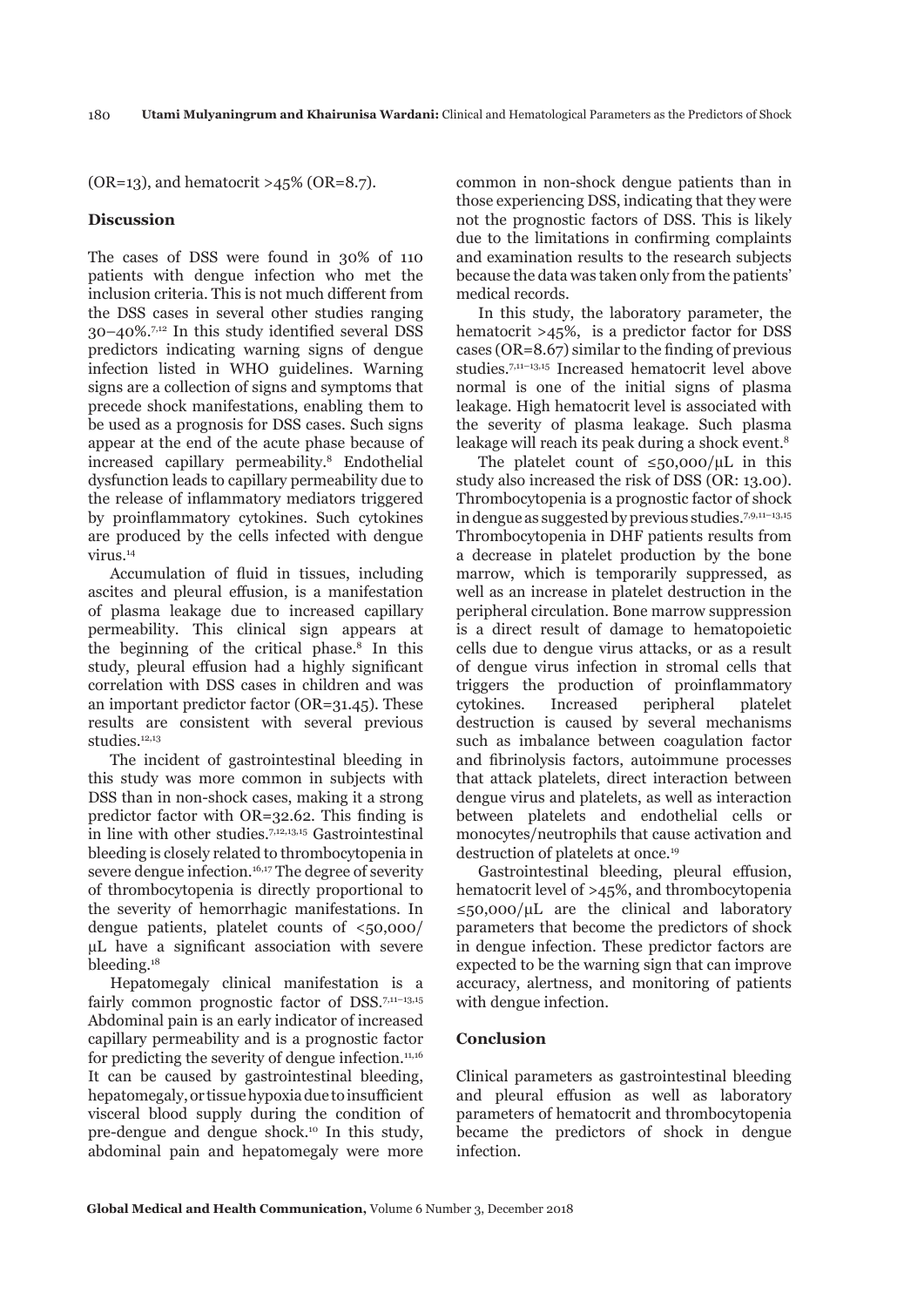(OR=13), and hematocrit >45% (OR=8.7).

## Discussion

The cases of DSS were found in 30% of 110 patients with dengue infection who met the inclusion criteria. This is not much different from the DSS cases in several other studies ranging 30–40%.[7,12] In this study identified several DSS predictors indicating warning signs of dengue infection listed in WHO guidelines. Warning signs are a collection of signs and symptoms that precede shock manifestations, enabling them to be used as a prognosis for DSS cases. Such signs appear at the end of the acute phase because of increased capillary permeability.[8] Endothelial dysfunction leads to capillary permeability due to the release of inflammatory mediators triggered by proinflammatory cytokines. Such cytokines are produced by the cells infected with dengue virus.[14]

Accumulation of fluid in tissues, including ascites and pleural effusion, is a manifestation of plasma leakage due to increased capillary permeability. This clinical sign appears at the beginning of the critical phase.[8] In this study, pleural effusion had a highly significant correlation with DSS cases in children and was an important predictor factor (OR=31.45). These results are consistent with several previous studies.[12,13]

The incident of gastrointestinal bleeding in this study was more common in subjects with DSS than in non-shock cases, making it a strong predictor factor with OR=32.62. This finding is in line with other studies.[7,12,13,15] Gastrointestinal bleeding is closely related to thrombocytopenia in severe dengue infection.[16,17] The degree of severity of thrombocytopenia is directly proportional to the severity of hemorrhagic manifestations. In dengue patients, platelet counts of <50,000/μL have a significant association with severe bleeding.[18]

Hepatomegaly clinical manifestation is a fairly common prognostic factor of DSS.[7,11–13,15] Abdominal pain is an early indicator of increased capillary permeability and is a prognostic factor for predicting the severity of dengue infection.[11,16] It can be caused by gastrointestinal bleeding, hepatomegaly, or tissue hypoxia due to insufficient visceral blood supply during the condition of pre-dengue and dengue shock.[10] In this study, abdominal pain and hepatomegaly were more common in non-shock dengue patients than in those experiencing DSS, indicating that they were not the prognostic factors of DSS. This is likely due to the limitations in confirming complaints and examination results to the research subjects because the data was taken only from the patients' medical records.

In this study, the laboratory parameter, the hematocrit >45%, is a predictor factor for DSS cases (OR=8.67) similar to the finding of previous studies.[7,11–13,15] Increased hematocrit level above normal is one of the initial signs of plasma leakage. High hematocrit level is associated with the severity of plasma leakage. Such plasma leakage will reach its peak during a shock event.[8]

The platelet count of ≤50,000/μL in this study also increased the risk of DSS (OR: 13.00). Thrombocytopenia is a prognostic factor of shock in dengue as suggested by previous studies.[7,9,11–13,15] Thrombocytopenia in DHF patients results from a decrease in platelet production by the bone marrow, which is temporarily suppressed, as well as an increase in platelet destruction in the peripheral circulation. Bone marrow suppression is a direct result of damage to hematopoietic cells due to dengue virus attacks, or as a result of dengue virus infection in stromal cells that triggers the production of proinflammatory cytokines. Increased peripheral platelet destruction is caused by several mechanisms such as imbalance between coagulation factor and fibrinolysis factors, autoimmune processes that attack platelets, direct interaction between dengue virus and platelets, as well as interaction between platelets and endothelial cells or monocytes/neutrophils that cause activation and destruction of platelets at once.[19]

Gastrointestinal bleeding, pleural effusion, hematocrit level of >45%, and thrombocytopenia ≤50,000/μL are the clinical and laboratory parameters that become the predictors of shock in dengue infection. These predictor factors are expected to be the warning sign that can improve accuracy, alertness, and monitoring of patients with dengue infection.

## Conclusion

Clinical parameters as gastrointestinal bleeding and pleural effusion as well as laboratory parameters of hematocrit and thrombocytopenia became the predictors of shock in dengue infection.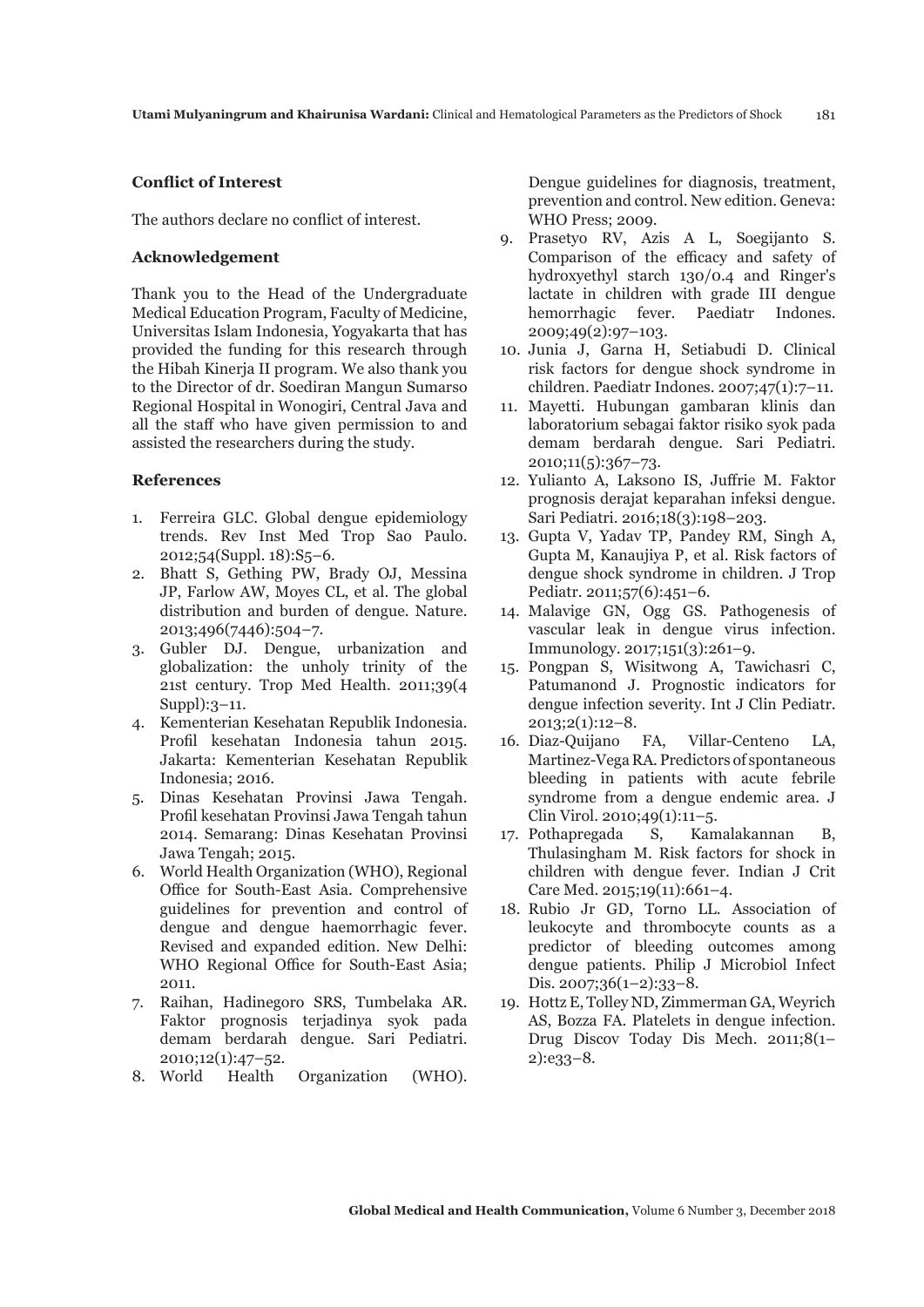### Conflict of Interest

The authors declare no conflict of interest.

### Acknowledgement

Thank you to the Head of the Undergraduate Medical Education Program, Faculty of Medicine, Universitas Islam Indonesia, Yogyakarta that has provided the funding for this research through the Hibah Kinerja II program. We also thank you to the Director of dr. Soediran Mangun Sumarso Regional Hospital in Wonogiri, Central Java and all the staff who have given permission to and assisted the researchers during the study.

### References

1. Ferreira GLC. Global dengue epidemiology trends. Rev Inst Med Trop Sao Paulo. 2012;54(Suppl. 18):S5–6.
2. Bhatt S, Gething PW, Brady OJ, Messina JP, Farlow AW, Moyes CL, et al. The global distribution and burden of dengue. Nature. 2013;496(7446):504–7.
3. Gubler DJ. Dengue, urbanization and globalization: the unholy trinity of the 21st century. Trop Med Health. 2011;39(4 Suppl):3–11.
4. Kementerian Kesehatan Republik Indonesia. Profil kesehatan Indonesia tahun 2015. Jakarta: Kementerian Kesehatan Republik Indonesia; 2016.
5. Dinas Kesehatan Provinsi Jawa Tengah. Profil kesehatan Provinsi Jawa Tengah tahun 2014. Semarang: Dinas Kesehatan Provinsi Jawa Tengah; 2015.
6. World Health Organization (WHO), Regional Office for South-East Asia. Comprehensive guidelines for prevention and control of dengue and dengue haemorrhagic fever. Revised and expanded edition. New Delhi: WHO Regional Office for South-East Asia; 2011.
7. Raihan, Hadinegoro SRS, Tumbelaka AR. Faktor prognosis terjadinya syok pada demam berdarah dengue. Sari Pediatri. 2010;12(1):47–52.
8. World Health Organization (WHO). Dengue guidelines for diagnosis, treatment, prevention and control. New edition. Geneva: WHO Press; 2009.
9. Prasetyo RV, Azis A L, Soegijanto S. Comparison of the efficacy and safety of hydroxyethyl starch 130/0.4 and Ringer's lactate in children with grade III dengue hemorrhagic fever. Paediatr Indones. 2009;49(2):97–103.
10. Junia J, Garna H, Setiabudi D. Clinical risk factors for dengue shock syndrome in children. Paediatr Indones. 2007;47(1):7–11.
11. Mayetti. Hubungan gambaran klinis dan laboratorium sebagai faktor risiko syok pada demam berdarah dengue. Sari Pediatri. 2010;11(5):367–73.
12. Yulianto A, Laksono IS, Juffrie M. Faktor prognosis derajat keparahan infeksi dengue. Sari Pediatri. 2016;18(3):198–203.
13. Gupta V, Yadav TP, Pandey RM, Singh A, Gupta M, Kanaujiya P, et al. Risk factors of dengue shock syndrome in children. J Trop Pediatr. 2011;57(6):451–6.
14. Malavige GN, Ogg GS. Pathogenesis of vascular leak in dengue virus infection. Immunology. 2017;151(3):261–9.
15. Pongpan S, Wisitwong A, Tawichasri C, Patumanond J. Prognostic indicators for dengue infection severity. Int J Clin Pediatr. 2013;2(1):12–8.
16. Diaz-Quijano FA, Villar-Centeno LA, Martinez-Vega RA. Predictors of spontaneous bleeding in patients with acute febrile syndrome from a dengue endemic area. J Clin Virol. 2010;49(1):11–5.
17. Pothapregada S, Kamalakannan B, Thulasingham M. Risk factors for shock in children with dengue fever. Indian J Crit Care Med. 2015;19(11):661–4.
18. Rubio Jr GD, Torno LL. Association of leukocyte and thrombocyte counts as a predictor of bleeding outcomes among dengue patients. Philip J Microbiol Infect Dis. 2007;36(1–2):33–8.
19. Hottz E, Tolley ND, Zimmerman GA, Weyrich AS, Bozza FA. Platelets in dengue infection. Drug Discov Today Dis Mech. 2011;8(1–2):e33–8.